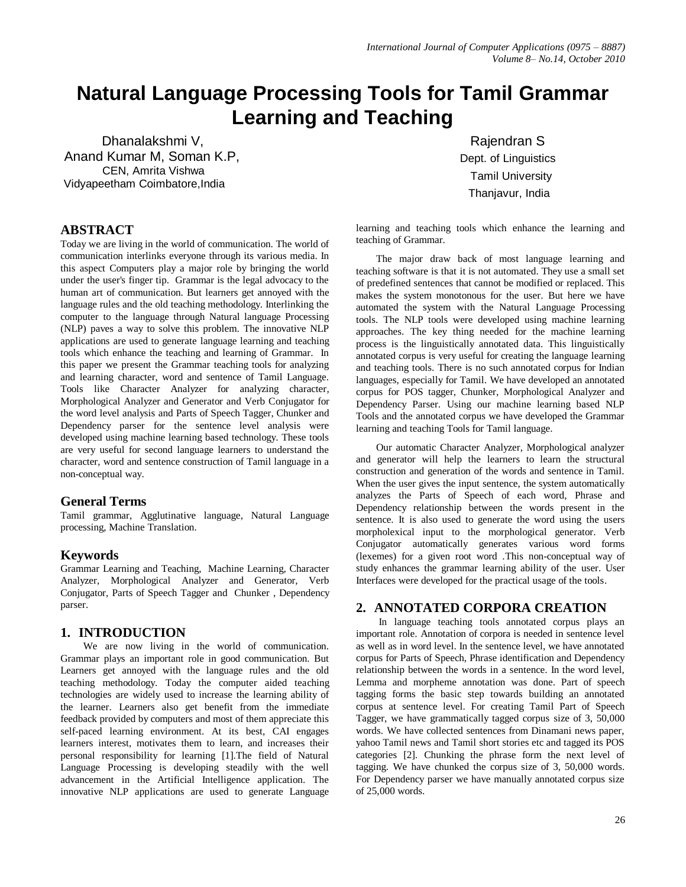# Natural Language Processing Tools for Tamil Grammar Learning and Teaching

Dhanalakshmi V,
Anand Kumar M, Soman K.P,
CEN, Amrita Vishwa
Vidyapeetham Coimbatore,India

Rajendran S
Dept. of Linguistics
Tamil University
Thanjavur, India

## ABSTRACT

Today we are living in the world of communication. The world of communication interlinks everyone through its various media. In this aspect Computers play a major role by bringing the world under the user's finger tip. Grammar is the legal advocacy to the human art of communication. But learners get annoyed with the language rules and the old teaching methodology. Interlinking the computer to the language through Natural language Processing (NLP) paves a way to solve this problem. The innovative NLP applications are used to generate language learning and teaching tools which enhance the teaching and learning of Grammar. In this paper we present the Grammar teaching tools for analyzing and learning character, word and sentence of Tamil Language. Tools like Character Analyzer for analyzing character, Morphological Analyzer and Generator and Verb Conjugator for the word level analysis and Parts of Speech Tagger, Chunker and Dependency parser for the sentence level analysis were developed using machine learning based technology. These tools are very useful for second language learners to understand the character, word and sentence construction of Tamil language in a non-conceptual way.

### General Terms

Tamil grammar, Agglutinative language, Natural Language processing, Machine Translation.

### Keywords

Grammar Learning and Teaching, Machine Learning, Character Analyzer, Morphological Analyzer and Generator, Verb Conjugator, Parts of Speech Tagger and Chunker , Dependency parser.

## 1. INTRODUCTION

We are now living in the world of communication. Grammar plays an important role in good communication. But Learners get annoyed with the language rules and the old teaching methodology. Today the computer aided teaching technologies are widely used to increase the learning ability of the learner. Learners also get benefit from the immediate feedback provided by computers and most of them appreciate this self-paced learning environment. At its best, CAI engages learners interest, motivates them to learn, and increases their personal responsibility for learning [1].The field of Natural Language Processing is developing steadily with the well advancement in the Artificial Intelligence application. The innovative NLP applications are used to generate Language learning and teaching tools which enhance the learning and teaching of Grammar.

The major draw back of most language learning and teaching software is that it is not automated. They use a small set of predefined sentences that cannot be modified or replaced. This makes the system monotonous for the user. But here we have automated the system with the Natural Language Processing tools. The NLP tools were developed using machine learning approaches. The key thing needed for the machine learning process is the linguistically annotated data. This linguistically annotated corpus is very useful for creating the language learning and teaching tools. There is no such annotated corpus for Indian languages, especially for Tamil. We have developed an annotated corpus for POS tagger, Chunker, Morphological Analyzer and Dependency Parser. Using our machine learning based NLP Tools and the annotated corpus we have developed the Grammar learning and teaching Tools for Tamil language.

Our automatic Character Analyzer, Morphological analyzer and generator will help the learners to learn the structural construction and generation of the words and sentence in Tamil. When the user gives the input sentence, the system automatically analyzes the Parts of Speech of each word, Phrase and Dependency relationship between the words present in the sentence. It is also used to generate the word using the users morpholexical input to the morphological generator. Verb Conjugator automatically generates various word forms (lexemes) for a given root word .This non-conceptual way of study enhances the grammar learning ability of the user. User Interfaces were developed for the practical usage of the tools.

## 2. ANNOTATED CORPORA CREATION

In language teaching tools annotated corpus plays an important role. Annotation of corpora is needed in sentence level as well as in word level. In the sentence level, we have annotated corpus for Parts of Speech, Phrase identification and Dependency relationship between the words in a sentence. In the word level, Lemma and morpheme annotation was done. Part of speech tagging forms the basic step towards building an annotated corpus at sentence level. For creating Tamil Part of Speech Tagger, we have grammatically tagged corpus size of 3, 50,000 words. We have collected sentences from Dinamani news paper, yahoo Tamil news and Tamil short stories etc and tagged its POS categories [2]. Chunking the phrase form the next level of tagging. We have chunked the corpus size of 3, 50,000 words. For Dependency parser we have manually annotated corpus size of 25,000 words.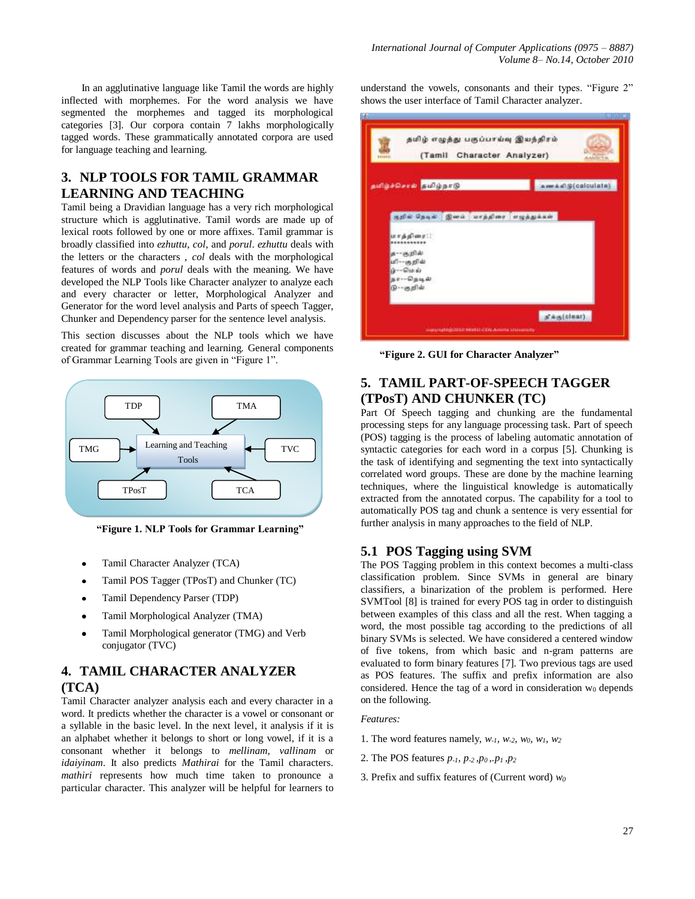In an agglutinative language like Tamil the words are highly inflected with morphemes. For the word analysis we have segmented the morphemes and tagged its morphological categories [3]. Our corpora contain 7 lakhs morphologically tagged words. These grammatically annotated corpora are used for language teaching and learning.

## 3. NLP TOOLS FOR TAMIL GRAMMAR LEARNING AND TEACHING

Tamil being a Dravidian language has a very rich morphological structure which is agglutinative. Tamil words are made up of lexical roots followed by one or more affixes. Tamil grammar is broadly classified into *ezhuttu*, *col*, and *porul*. *ezhuttu* deals with the letters or the characters , *col* deals with the morphological features of words and *porul* deals with the meaning. We have developed the NLP Tools like Character analyzer to analyze each and every character or letter, Morphological Analyzer and Generator for the word level analysis and Parts of speech Tagger, Chunker and Dependency parser for the sentence level analysis.

This section discusses about the NLP tools which we have created for grammar teaching and learning. General components of Grammar Learning Tools are given in "Figure 1".

**"Figure 1. NLP Tools for Grammar Learning"**

- Tamil Character Analyzer (TCA)
- Tamil POS Tagger (TPosT) and Chunker (TC)
- Tamil Dependency Parser (TDP)
- Tamil Morphological Analyzer (TMA)
- Tamil Morphological generator (TMG) and Verb conjugator (TVC)

## 4. TAMIL CHARACTER ANALYZER (TCA)

Tamil Character analyzer analysis each and every character in a word. It predicts whether the character is a vowel or consonant or a syllable in the basic level. In the next level, it analysis if it is an alphabet whether it belongs to short or long vowel, if it is a consonant whether it belongs to *mellinam*, *vallinam* or *idaiyinam*. It also predicts *Mathirai* for the Tamil characters. *mathiri* represents how much time taken to pronounce a particular character. This analyzer will be helpful for learners to understand the vowels, consonants and their types. "Figure 2" shows the user interface of Tamil Character analyzer.

**"Figure 2. GUI for Character Analyzer"**

## 5. TAMIL PART-OF-SPEECH TAGGER (TPosT) AND CHUNKER (TC)

Part Of Speech tagging and chunking are the fundamental processing steps for any language processing task. Part of speech (POS) tagging is the process of labeling automatic annotation of syntactic categories for each word in a corpus [5]. Chunking is the task of identifying and segmenting the text into syntactically correlated word groups. These are done by the machine learning techniques, where the linguistical knowledge is automatically extracted from the annotated corpus. The capability for a tool to automatically POS tag and chunk a sentence is very essential for further analysis in many approaches to the field of NLP.

### 5.1 POS Tagging using SVM

The POS Tagging problem in this context becomes a multi-class classification problem. Since SVMs in general are binary classifiers, a binarization of the problem is performed. Here SVMTool [8] is trained for every POS tag in order to distinguish between examples of this class and all the rest. When tagging a word, the most possible tag according to the predictions of all binary SVMs is selected. We have considered a centered window of five tokens, from which basic and n-gram patterns are evaluated to form binary features [7]. Two previous tags are used as POS features. The suffix and prefix information are also considered. Hence the tag of a word in consideration $w_0$ depends on the following.

*Features:*

1. The word features namely, $w_{-1}$, $w_{-2}$, $w_0$, $w_1$, $w_2$

2. The POS features $p_{-1}$, $p_{-2}$, $p_0$, $p_1$, $p_2$

3. Prefix and suffix features of (Current word) $w_0$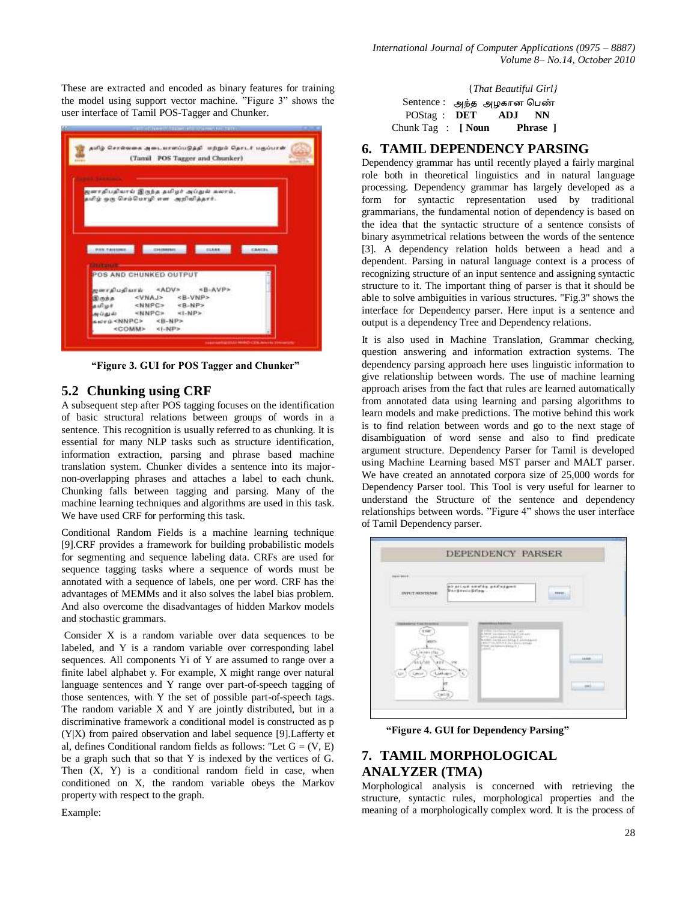These are extracted and encoded as binary features for training the model using support vector machine. "Figure 3" shows the user interface of Tamil POS-Tagger and Chunker.

**"Figure 3. GUI for POS Tagger and Chunker"**

## 5.2 Chunking using CRF

A subsequent step after POS tagging focuses on the identification of basic structural relations between groups of words in a sentence. This recognition is usually referred to as chunking. It is essential for many NLP tasks such as structure identification, information extraction, parsing and phrase based machine translation system. Chunker divides a sentence into its major-non-overlapping phrases and attaches a label to each chunk. Chunking falls between tagging and parsing. Many of the machine learning techniques and algorithms are used in this task. We have used CRF for performing this task.

Conditional Random Fields is a machine learning technique [9].CRF provides a framework for building probabilistic models for segmenting and sequence labeling data. CRFs are used for sequence tagging tasks where a sequence of words must be annotated with a sequence of labels, one per word. CRF has the advantages of MEMMs and it also solves the label bias problem. And also overcome the disadvantages of hidden Markov models and stochastic grammars.

Consider X is a random variable over data sequences to be labeled, and Y is a random variable over corresponding label sequences. All components Yi of Y are assumed to range over a finite label alphabet y. For example, X might range over natural language sentences and Y range over part-of-speech tagging of those sentences, with Y the set of possible part-of-speech tags. The random variable X and Y are jointly distributed, but in a discriminative framework a conditional model is constructed as p (Y|X) from paired observation and label sequence [9].Lafferty et al, defines Conditional random fields as follows: "Let G = (V, E) be a graph such that so that Y is indexed by the vertices of G. Then (X, Y) is a conditional random field in case, when conditioned on X, the random variable obeys the Markov property with respect to the graph.

Example:

*{That Beautiful Girl}*

Sentence : அந்த அழகான பெண்

POStag : **DET ADJ NN**

Chunk Tag : **[ Noun Phrase ]**

## 6. TAMIL DEPENDENCY PARSING

Dependency grammar has until recently played a fairly marginal role both in theoretical linguistics and in natural language processing. Dependency grammar has largely developed as a form for syntactic representation used by traditional grammarians, the fundamental notion of dependency is based on the idea that the syntactic structure of a sentence consists of binary asymmetrical relations between the words of the sentence [3]. A dependency relation holds between a head and a dependent. Parsing in natural language context is a process of recognizing structure of an input sentence and assigning syntactic structure to it. The important thing of parser is that it should be able to solve ambiguities in various structures. "Fig.3" shows the interface for Dependency parser. Here input is a sentence and output is a dependency Tree and Dependency relations.

It is also used in Machine Translation, Grammar checking, question answering and information extraction systems. The dependency parsing approach here uses linguistic information to give relationship between words. The use of machine learning approach arises from the fact that rules are learned automatically from annotated data using learning and parsing algorithms to learn models and make predictions. The motive behind this work is to find relation between words and go to the next stage of disambiguation of word sense and also to find predicate argument structure. Dependency Parser for Tamil is developed using Machine Learning based MST parser and MALT parser. We have created an annotated corpora size of 25,000 words for Dependency Parser tool. This Tool is very useful for learner to understand the Structure of the sentence and dependency relationships between words. "Figure 4" shows the user interface of Tamil Dependency parser.

**"Figure 4. GUI for Dependency Parsing"**

## 7. TAMIL MORPHOLOGICAL ANALYZER (TMA)

Morphological analysis is concerned with retrieving the structure, syntactic rules, morphological properties and the meaning of a morphologically complex word. It is the process of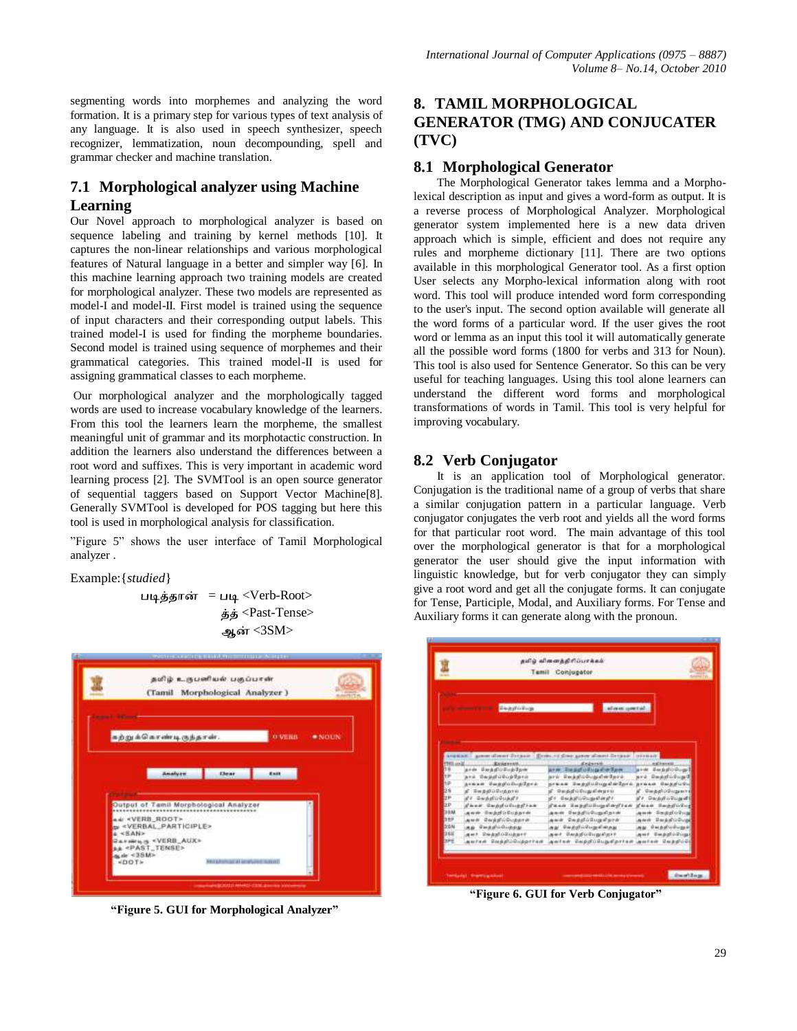segmenting words into morphemes and analyzing the word formation. It is a primary step for various types of text analysis of any language. It is also used in speech synthesizer, speech recognizer, lemmatization, noun decompounding, spell and grammar checker and machine translation.

## 7.1 Morphological analyzer using Machine Learning

Our Novel approach to morphological analyzer is based on sequence labeling and training by kernel methods [10]. It captures the non-linear relationships and various morphological features of Natural language in a better and simpler way [6]. In this machine learning approach two training models are created for morphological analyzer. These two models are represented as model-I and model-II. First model is trained using the sequence of input characters and their corresponding output labels. This trained model-I is used for finding the morpheme boundaries. Second model is trained using sequence of morphemes and their grammatical categories. This trained model-II is used for assigning grammatical classes to each morpheme.

Our morphological analyzer and the morphologically tagged words are used to increase vocabulary knowledge of the learners. From this tool the learners learn the morpheme, the smallest meaningful unit of grammar and its morphotactic construction. In addition the learners also understand the differences between a root word and suffixes. This is very important in academic word learning process [2]. The SVMTool is an open source generator of sequential taggers based on Support Vector Machine[8]. Generally SVMTool is developed for POS tagging but here this tool is used in morphological analysis for classification.

"Figure 5" shows the user interface of Tamil Morphological analyzer .

Example:{*studied*}

படித்தான் = படி <Verb-Root>
த்த் <Past-Tense>
ஆன் <3SM>

"Figure 5. GUI for Morphological Analyzer"

## 8. TAMIL MORPHOLOGICAL GENERATOR (TMG) AND CONJUCATER (TVC)

### 8.1 Morphological Generator

The Morphological Generator takes lemma and a Morpho-lexical description as input and gives a word-form as output. It is a reverse process of Morphological Analyzer. Morphological generator system implemented here is a new data driven approach which is simple, efficient and does not require any rules and morpheme dictionary [11]. There are two options available in this morphological Generator tool. As a first option User selects any Morpho-lexical information along with root word. This tool will produce intended word form corresponding to the user's input. The second option available will generate all the word forms of a particular word. If the user gives the root word or lemma as an input this tool it will automatically generate all the possible word forms (1800 for verbs and 313 for Noun). This tool is also used for Sentence Generator. So this can be very useful for teaching languages. Using this tool alone learners can understand the different word forms and morphological transformations of words in Tamil. This tool is very helpful for improving vocabulary.

### 8.2 Verb Conjugator

It is an application tool of Morphological generator. Conjugation is the traditional name of a group of verbs that share a similar conjugation pattern in a particular language. Verb conjugator conjugates the verb root and yields all the word forms for that particular root word. The main advantage of this tool over the morphological generator is that for a morphological generator the user should give the input information with linguistic knowledge, but for verb conjugator they can simply give a root word and get all the conjugate forms. It can conjugate for Tense, Participle, Modal, and Auxiliary forms. For Tense and Auxiliary forms it can generate along with the pronoun.

"Figure 6. GUI for Verb Conjugator"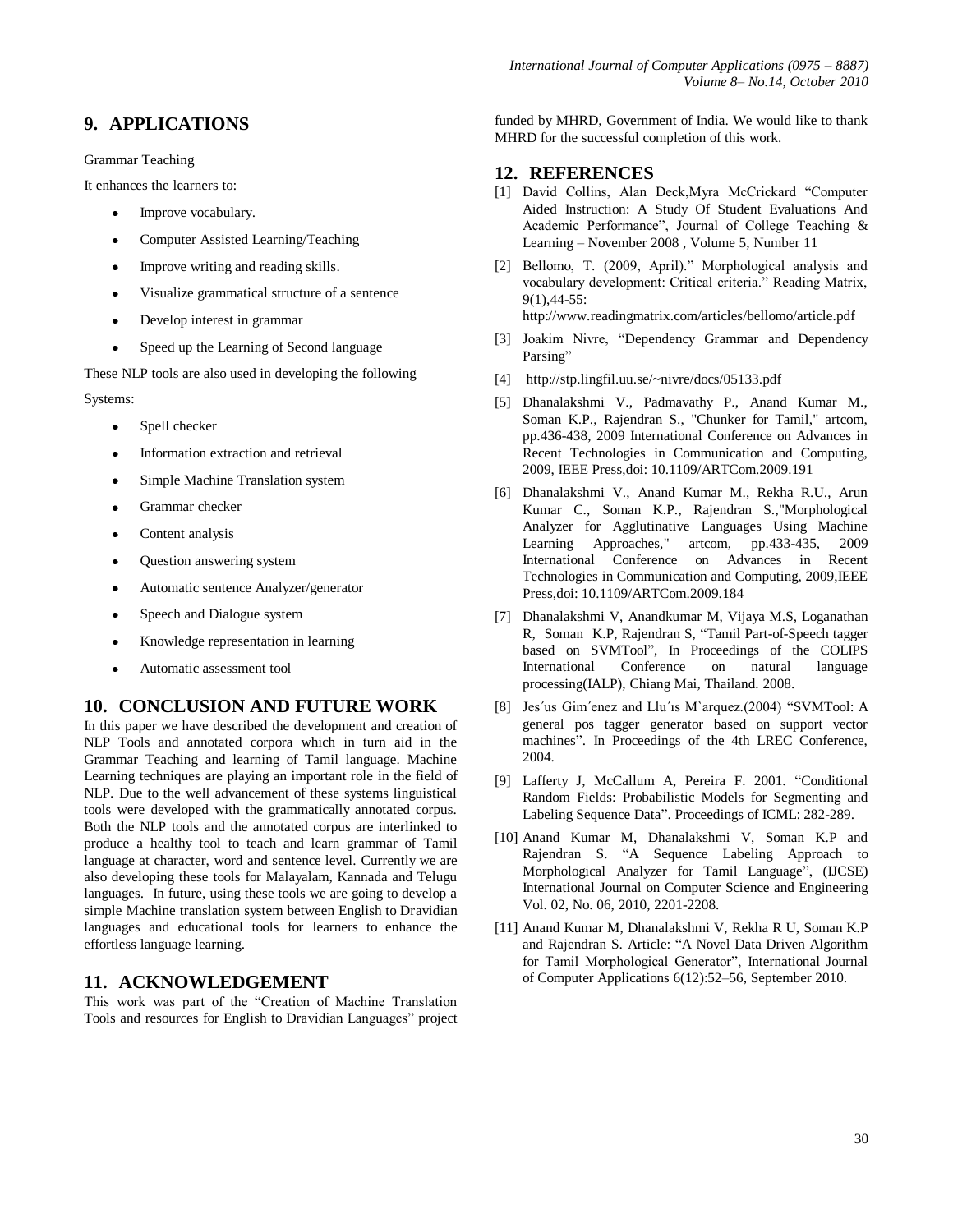## 9. APPLICATIONS

Grammar Teaching

It enhances the learners to:

- Improve vocabulary.
- Computer Assisted Learning/Teaching
- Improve writing and reading skills.
- Visualize grammatical structure of a sentence
- Develop interest in grammar
- Speed up the Learning of Second language

These NLP tools are also used in developing the following Systems:

- Spell checker
- Information extraction and retrieval
- Simple Machine Translation system
- Grammar checker
- Content analysis
- Question answering system
- Automatic sentence Analyzer/generator
- Speech and Dialogue system
- Knowledge representation in learning
- Automatic assessment tool

## 10. CONCLUSION AND FUTURE WORK

In this paper we have described the development and creation of NLP Tools and annotated corpora which in turn aid in the Grammar Teaching and learning of Tamil language. Machine Learning techniques are playing an important role in the field of NLP. Due to the well advancement of these systems linguistical tools were developed with the grammatically annotated corpus. Both the NLP tools and the annotated corpus are interlinked to produce a healthy tool to teach and learn grammar of Tamil language at character, word and sentence level. Currently we are also developing these tools for Malayalam, Kannada and Telugu languages. In future, using these tools we are going to develop a simple Machine translation system between English to Dravidian languages and educational tools for learners to enhance the effortless language learning.

## 11. ACKNOWLEDGEMENT

This work was part of the "Creation of Machine Translation Tools and resources for English to Dravidian Languages" project funded by MHRD, Government of India. We would like to thank MHRD for the successful completion of this work.

## 12. REFERENCES

[1] David Collins, Alan Deck,Myra McCrickard "Computer Aided Instruction: A Study Of Student Evaluations And Academic Performance", Journal of College Teaching & Learning – November 2008 , Volume 5, Number 11

[2] Bellomo, T. (2009, April)." Morphological analysis and vocabulary development: Critical criteria." Reading Matrix, 9(1),44-55: http://www.readingmatrix.com/articles/bellomo/article.pdf

[3] Joakim Nivre, "Dependency Grammar and Dependency Parsing"

[4] http://stp.lingfil.uu.se/~nivre/docs/05133.pdf

[5] Dhanalakshmi V., Padmavathy P., Anand Kumar M., Soman K.P., Rajendran S., "Chunker for Tamil," artcom, pp.436-438, 2009 International Conference on Advances in Recent Technologies in Communication and Computing, 2009, IEEE Press,doi: 10.1109/ARTCom.2009.191

[6] Dhanalakshmi V., Anand Kumar M., Rekha R.U., Arun Kumar C., Soman K.P., Rajendran S.,"Morphological Analyzer for Agglutinative Languages Using Machine Learning Approaches," artcom, pp.433-435, 2009 International Conference on Advances in Recent Technologies in Communication and Computing, 2009,IEEE Press,doi: 10.1109/ARTCom.2009.184

[7] Dhanalakshmi V, Anandkumar M, Vijaya M.S, Loganathan R, Soman K.P, Rajendran S, "Tamil Part-of-Speech tagger based on SVMTool", In Proceedings of the COLIPS International Conference on natural language processing(IALP), Chiang Mai, Thailand. 2008.

[8] Jes´us Gim´enez and Llu´ıs M`arquez.(2004) "SVMTool: A general pos tagger generator based on support vector machines". In Proceedings of the 4th LREC Conference, 2004.

[9] Lafferty J, McCallum A, Pereira F. 2001. "Conditional Random Fields: Probabilistic Models for Segmenting and Labeling Sequence Data". Proceedings of ICML: 282-289.

[10] Anand Kumar M, Dhanalakshmi V, Soman K.P and Rajendran S. "A Sequence Labeling Approach to Morphological Analyzer for Tamil Language", (IJCSE) International Journal on Computer Science and Engineering Vol. 02, No. 06, 2010, 2201-2208.

[11] Anand Kumar M, Dhanalakshmi V, Rekha R U, Soman K.P and Rajendran S. Article: "A Novel Data Driven Algorithm for Tamil Morphological Generator", International Journal of Computer Applications 6(12):52–56, September 2010.